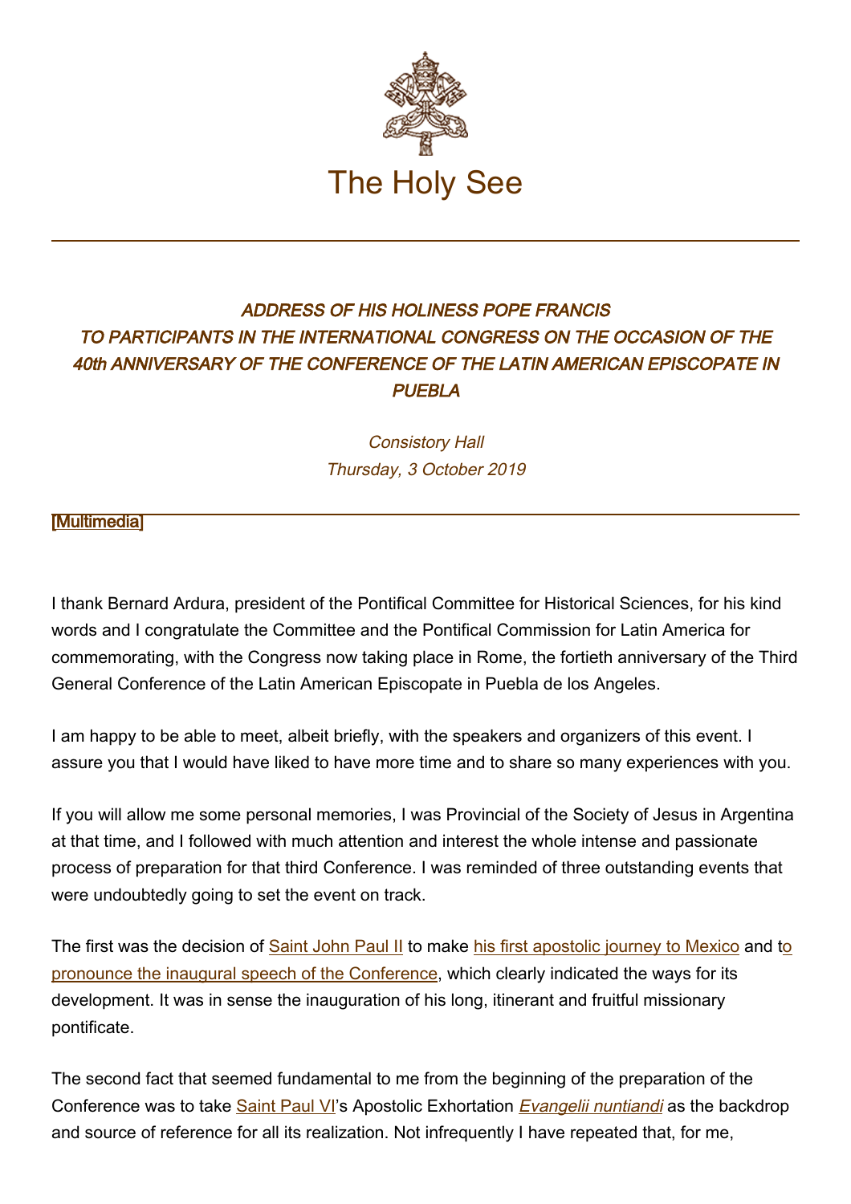The Holy See

## *ADDRESS OF HIS HOLINESS POPE FRANCIS TO PARTICIPANTS IN THE INTERNATIONAL CONGRESS ON THE OCCASION OF THE 40th ANNIVERSARY OF THE CONFERENCE OF THE LATIN AMERICAN EPISCOPATE IN PUEBLA*

*Consistory Hall*
*Thursday, 3 October 2019*

[Multimedia]

I thank Bernard Ardura, president of the Pontifical Committee for Historical Sciences, for his kind words and I congratulate the Committee and the Pontifical Commission for Latin America for commemorating, with the Congress now taking place in Rome, the fortieth anniversary of the Third General Conference of the Latin American Episcopate in Puebla de los Angeles.

I am happy to be able to meet, albeit briefly, with the speakers and organizers of this event. I assure you that I would have liked to have more time and to share so many experiences with you.

If you will allow me some personal memories, I was Provincial of the Society of Jesus in Argentina at that time, and I followed with much attention and interest the whole intense and passionate process of preparation for that third Conference. I was reminded of three outstanding events that were undoubtedly going to set the event on track.

The first was the decision of Saint John Paul II to make his first apostolic journey to Mexico and to pronounce the inaugural speech of the Conference, which clearly indicated the ways for its development. It was in sense the inauguration of his long, itinerant and fruitful missionary pontificate.

The second fact that seemed fundamental to me from the beginning of the preparation of the Conference was to take Saint Paul VI's Apostolic Exhortation *Evangelii nuntiandi* as the backdrop and source of reference for all its realization. Not infrequently I have repeated that, for me,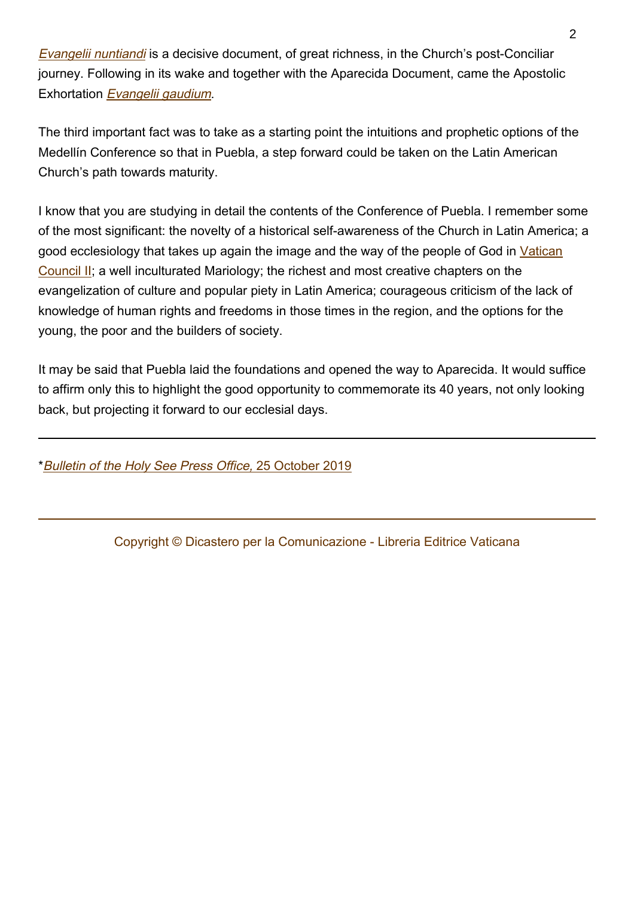*Evangelii nuntiandi* is a decisive document, of great richness, in the Church's post-Conciliar journey. Following in its wake and together with the Aparecida Document, came the Apostolic Exhortation *Evangelii gaudium*.

The third important fact was to take as a starting point the intuitions and prophetic options of the Medellín Conference so that in Puebla, a step forward could be taken on the Latin American Church's path towards maturity.

I know that you are studying in detail the contents of the Conference of Puebla. I remember some of the most significant: the novelty of a historical self-awareness of the Church in Latin America; a good ecclesiology that takes up again the image and the way of the people of God in Vatican Council II; a well inculturated Mariology; the richest and most creative chapters on the evangelization of culture and popular piety in Latin America; courageous criticism of the lack of knowledge of human rights and freedoms in those times in the region, and the options for the young, the poor and the builders of society.

It may be said that Puebla laid the foundations and opened the way to Aparecida. It would suffice to affirm only this to highlight the good opportunity to commemorate its 40 years, not only looking back, but projecting it forward to our ecclesial days.

---

**Bulletin of the Holy See Press Office,* 25 October 2019

---

Copyright © Dicastero per la Comunicazione - Libreria Editrice Vaticana